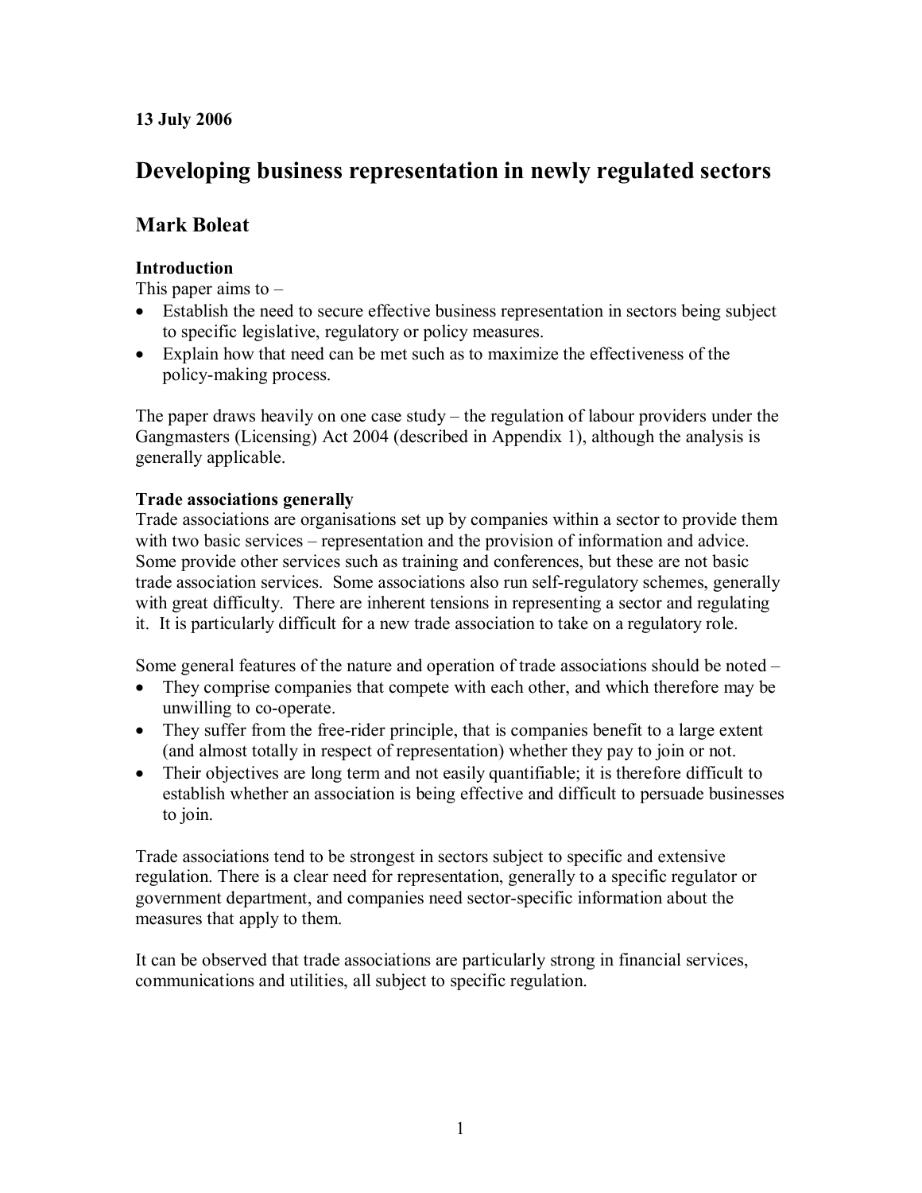**13 July 2006**

# Developing business representation in newly regulated sectors

## Mark Boleat

**Introduction**

This paper aims to –

- Establish the need to secure effective business representation in sectors being subject to specific legislative, regulatory or policy measures.
- Explain how that need can be met such as to maximize the effectiveness of the policy-making process.

The paper draws heavily on one case study – the regulation of labour providers under the Gangmasters (Licensing) Act 2004 (described in Appendix 1), although the analysis is generally applicable.

**Trade associations generally**

Trade associations are organisations set up by companies within a sector to provide them with two basic services – representation and the provision of information and advice. Some provide other services such as training and conferences, but these are not basic trade association services. Some associations also run self-regulatory schemes, generally with great difficulty. There are inherent tensions in representing a sector and regulating it. It is particularly difficult for a new trade association to take on a regulatory role.

Some general features of the nature and operation of trade associations should be noted –

- They comprise companies that compete with each other, and which therefore may be unwilling to co-operate.
- They suffer from the free-rider principle, that is companies benefit to a large extent (and almost totally in respect of representation) whether they pay to join or not.
- Their objectives are long term and not easily quantifiable; it is therefore difficult to establish whether an association is being effective and difficult to persuade businesses to join.

Trade associations tend to be strongest in sectors subject to specific and extensive regulation. There is a clear need for representation, generally to a specific regulator or government department, and companies need sector-specific information about the measures that apply to them.

It can be observed that trade associations are particularly strong in financial services, communications and utilities, all subject to specific regulation.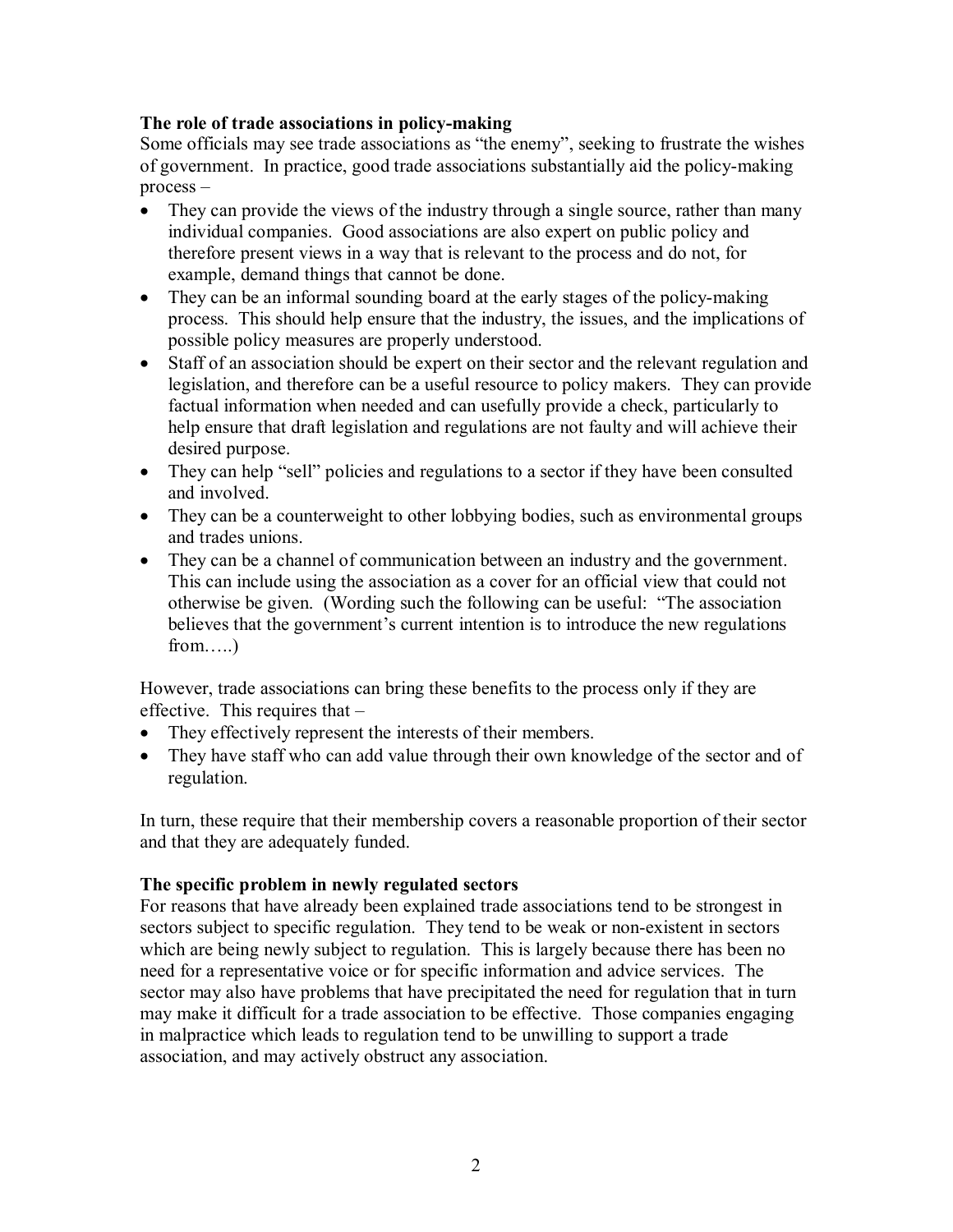**The role of trade associations in policy-making**

Some officials may see trade associations as "the enemy", seeking to frustrate the wishes of government. In practice, good trade associations substantially aid the policy-making process –

- They can provide the views of the industry through a single source, rather than many individual companies. Good associations are also expert on public policy and therefore present views in a way that is relevant to the process and do not, for example, demand things that cannot be done.
- They can be an informal sounding board at the early stages of the policy-making process. This should help ensure that the industry, the issues, and the implications of possible policy measures are properly understood.
- Staff of an association should be expert on their sector and the relevant regulation and legislation, and therefore can be a useful resource to policy makers. They can provide factual information when needed and can usefully provide a check, particularly to help ensure that draft legislation and regulations are not faulty and will achieve their desired purpose.
- They can help "sell" policies and regulations to a sector if they have been consulted and involved.
- They can be a counterweight to other lobbying bodies, such as environmental groups and trades unions.
- They can be a channel of communication between an industry and the government. This can include using the association as a cover for an official view that could not otherwise be given. (Wording such the following can be useful: "The association believes that the government's current intention is to introduce the new regulations from…..)

However, trade associations can bring these benefits to the process only if they are effective. This requires that –

- They effectively represent the interests of their members.
- They have staff who can add value through their own knowledge of the sector and of regulation.

In turn, these require that their membership covers a reasonable proportion of their sector and that they are adequately funded.

**The specific problem in newly regulated sectors**

For reasons that have already been explained trade associations tend to be strongest in sectors subject to specific regulation. They tend to be weak or non-existent in sectors which are being newly subject to regulation. This is largely because there has been no need for a representative voice or for specific information and advice services. The sector may also have problems that have precipitated the need for regulation that in turn may make it difficult for a trade association to be effective. Those companies engaging in malpractice which leads to regulation tend to be unwilling to support a trade association, and may actively obstruct any association.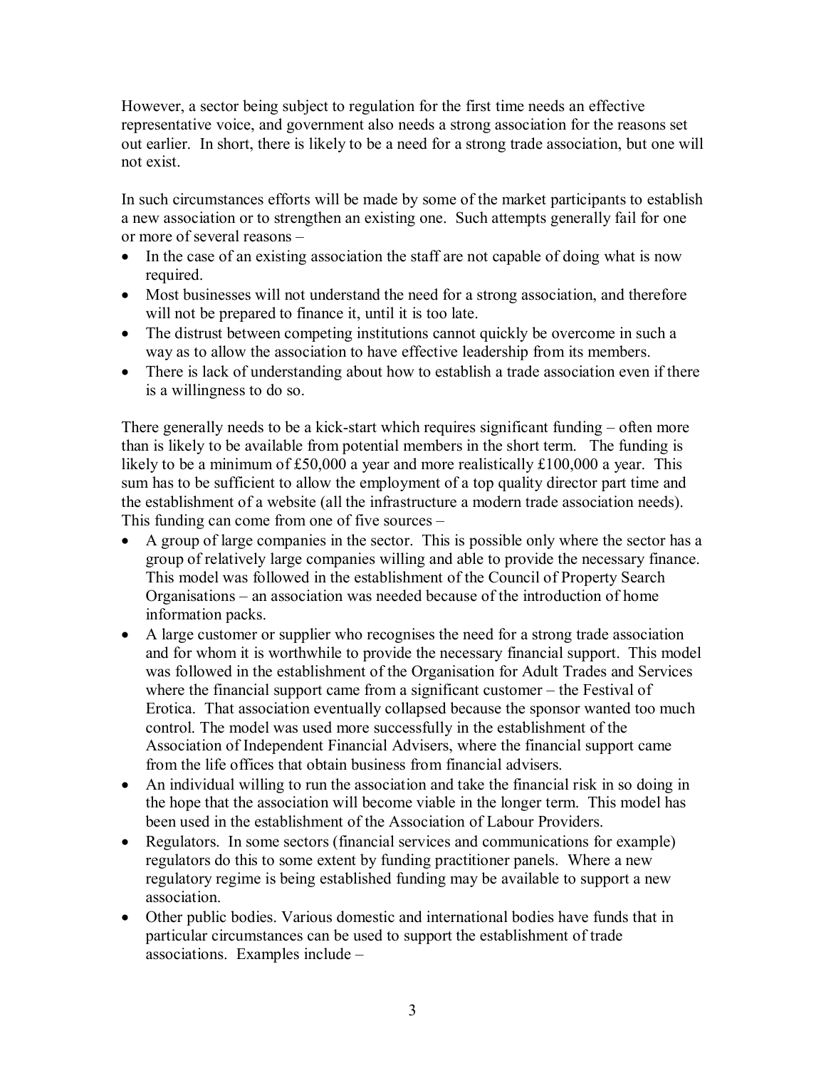However, a sector being subject to regulation for the first time needs an effective representative voice, and government also needs a strong association for the reasons set out earlier. In short, there is likely to be a need for a strong trade association, but one will not exist.

In such circumstances efforts will be made by some of the market participants to establish a new association or to strengthen an existing one. Such attempts generally fail for one or more of several reasons –

- In the case of an existing association the staff are not capable of doing what is now required.
- Most businesses will not understand the need for a strong association, and therefore will not be prepared to finance it, until it is too late.
- The distrust between competing institutions cannot quickly be overcome in such a way as to allow the association to have effective leadership from its members.
- There is lack of understanding about how to establish a trade association even if there is a willingness to do so.

There generally needs to be a kick-start which requires significant funding – often more than is likely to be available from potential members in the short term. The funding is likely to be a minimum of £50,000 a year and more realistically £100,000 a year. This sum has to be sufficient to allow the employment of a top quality director part time and the establishment of a website (all the infrastructure a modern trade association needs). This funding can come from one of five sources –

- A group of large companies in the sector. This is possible only where the sector has a group of relatively large companies willing and able to provide the necessary finance. This model was followed in the establishment of the Council of Property Search Organisations – an association was needed because of the introduction of home information packs.
- A large customer or supplier who recognises the need for a strong trade association and for whom it is worthwhile to provide the necessary financial support. This model was followed in the establishment of the Organisation for Adult Trades and Services where the financial support came from a significant customer – the Festival of Erotica. That association eventually collapsed because the sponsor wanted too much control. The model was used more successfully in the establishment of the Association of Independent Financial Advisers, where the financial support came from the life offices that obtain business from financial advisers.
- An individual willing to run the association and take the financial risk in so doing in the hope that the association will become viable in the longer term. This model has been used in the establishment of the Association of Labour Providers.
- Regulators. In some sectors (financial services and communications for example) regulators do this to some extent by funding practitioner panels. Where a new regulatory regime is being established funding may be available to support a new association.
- Other public bodies. Various domestic and international bodies have funds that in particular circumstances can be used to support the establishment of trade associations. Examples include –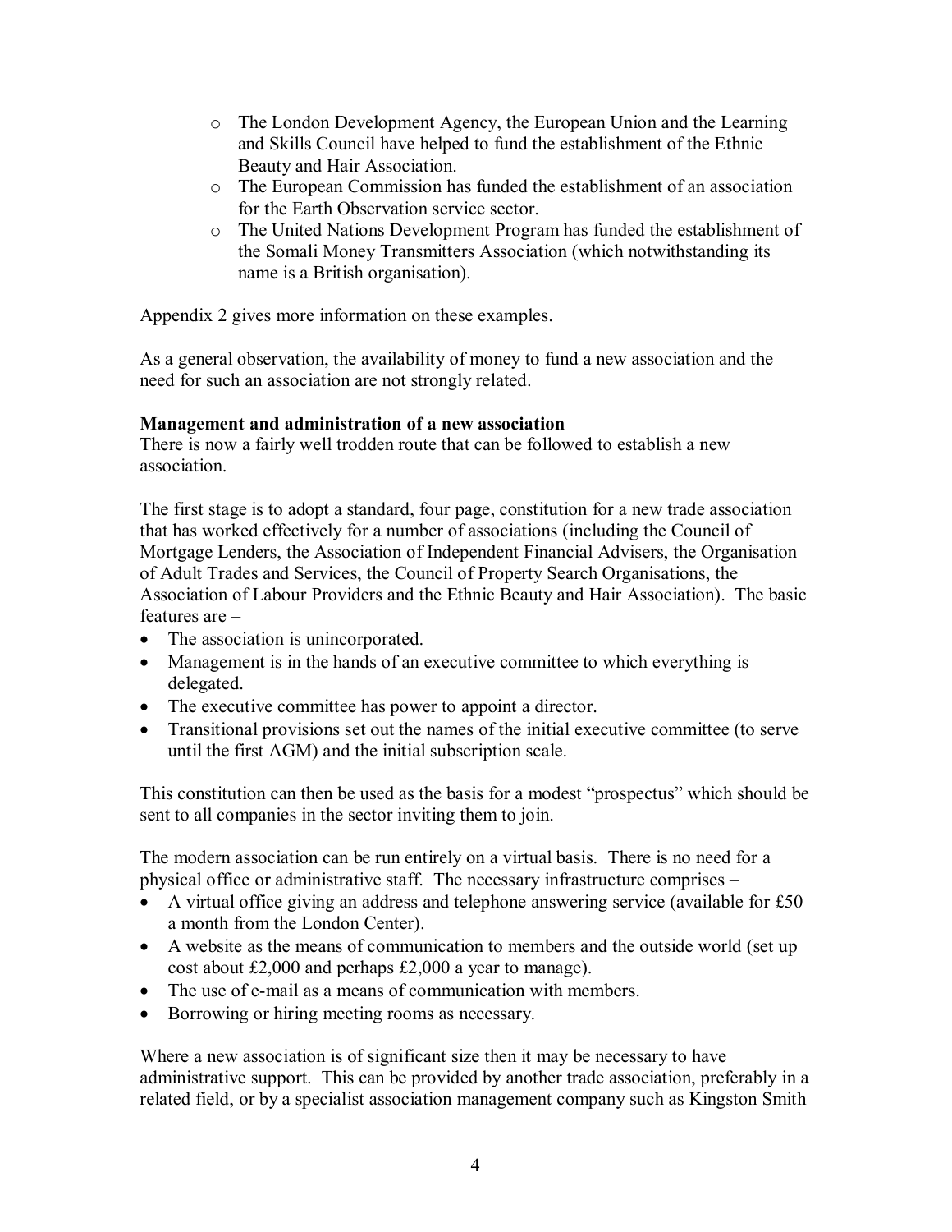- The London Development Agency, the European Union and the Learning and Skills Council have helped to fund the establishment of the Ethnic Beauty and Hair Association.
- The European Commission has funded the establishment of an association for the Earth Observation service sector.
- The United Nations Development Program has funded the establishment of the Somali Money Transmitters Association (which notwithstanding its name is a British organisation).

Appendix 2 gives more information on these examples.

As a general observation, the availability of money to fund a new association and the need for such an association are not strongly related.

**Management and administration of a new association**
There is now a fairly well trodden route that can be followed to establish a new association.

The first stage is to adopt a standard, four page, constitution for a new trade association that has worked effectively for a number of associations (including the Council of Mortgage Lenders, the Association of Independent Financial Advisers, the Organisation of Adult Trades and Services, the Council of Property Search Organisations, the Association of Labour Providers and the Ethnic Beauty and Hair Association). The basic features are –

- The association is unincorporated.
- Management is in the hands of an executive committee to which everything is delegated.
- The executive committee has power to appoint a director.
- Transitional provisions set out the names of the initial executive committee (to serve until the first AGM) and the initial subscription scale.

This constitution can then be used as the basis for a modest "prospectus" which should be sent to all companies in the sector inviting them to join.

The modern association can be run entirely on a virtual basis. There is no need for a physical office or administrative staff. The necessary infrastructure comprises –

- A virtual office giving an address and telephone answering service (available for £50 a month from the London Center).
- A website as the means of communication to members and the outside world (set up cost about £2,000 and perhaps £2,000 a year to manage).
- The use of e-mail as a means of communication with members.
- Borrowing or hiring meeting rooms as necessary.

Where a new association is of significant size then it may be necessary to have administrative support. This can be provided by another trade association, preferably in a related field, or by a specialist association management company such as Kingston Smith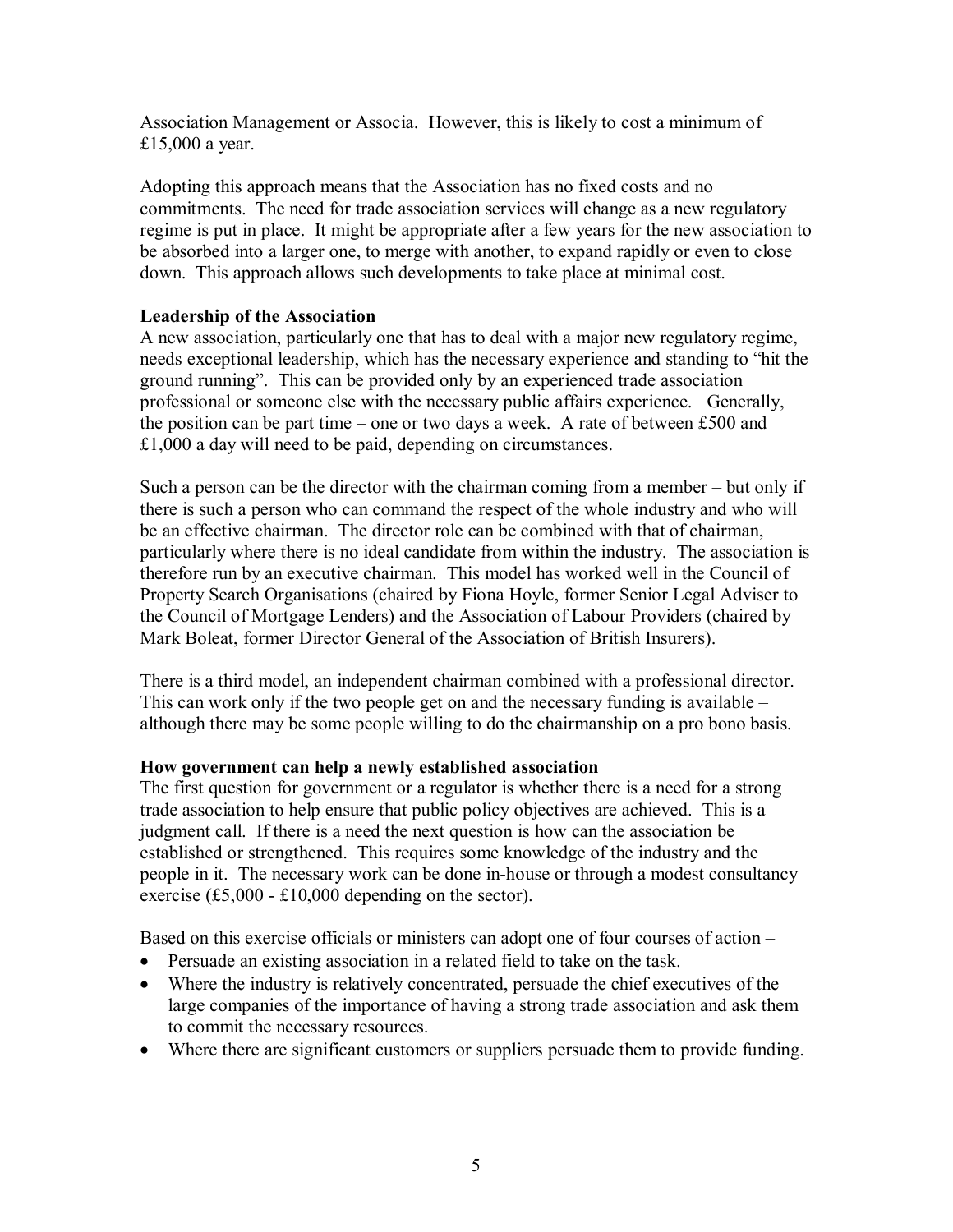Association Management or Associa. However, this is likely to cost a minimum of £15,000 a year.

Adopting this approach means that the Association has no fixed costs and no commitments. The need for trade association services will change as a new regulatory regime is put in place. It might be appropriate after a few years for the new association to be absorbed into a larger one, to merge with another, to expand rapidly or even to close down. This approach allows such developments to take place at minimal cost.

**Leadership of the Association**

A new association, particularly one that has to deal with a major new regulatory regime, needs exceptional leadership, which has the necessary experience and standing to "hit the ground running". This can be provided only by an experienced trade association professional or someone else with the necessary public affairs experience. Generally, the position can be part time – one or two days a week. A rate of between £500 and £1,000 a day will need to be paid, depending on circumstances.

Such a person can be the director with the chairman coming from a member – but only if there is such a person who can command the respect of the whole industry and who will be an effective chairman. The director role can be combined with that of chairman, particularly where there is no ideal candidate from within the industry. The association is therefore run by an executive chairman. This model has worked well in the Council of Property Search Organisations (chaired by Fiona Hoyle, former Senior Legal Adviser to the Council of Mortgage Lenders) and the Association of Labour Providers (chaired by Mark Boleat, former Director General of the Association of British Insurers).

There is a third model, an independent chairman combined with a professional director. This can work only if the two people get on and the necessary funding is available – although there may be some people willing to do the chairmanship on a pro bono basis.

**How government can help a newly established association**

The first question for government or a regulator is whether there is a need for a strong trade association to help ensure that public policy objectives are achieved. This is a judgment call. If there is a need the next question is how can the association be established or strengthened. This requires some knowledge of the industry and the people in it. The necessary work can be done in-house or through a modest consultancy exercise (£5,000 - £10,000 depending on the sector).

Based on this exercise officials or ministers can adopt one of four courses of action –

- Persuade an existing association in a related field to take on the task.
- Where the industry is relatively concentrated, persuade the chief executives of the large companies of the importance of having a strong trade association and ask them to commit the necessary resources.
- Where there are significant customers or suppliers persuade them to provide funding.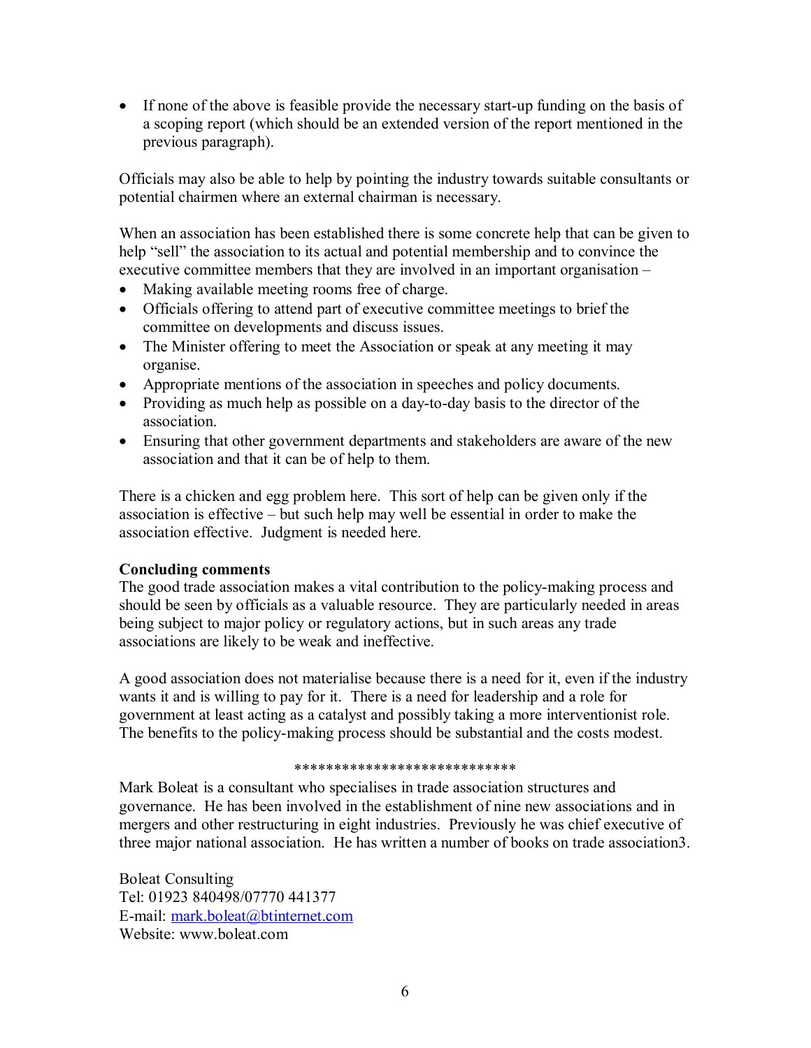- If none of the above is feasible provide the necessary start-up funding on the basis of a scoping report (which should be an extended version of the report mentioned in the previous paragraph).

Officials may also be able to help by pointing the industry towards suitable consultants or potential chairmen where an external chairman is necessary.

When an association has been established there is some concrete help that can be given to help "sell" the association to its actual and potential membership and to convince the executive committee members that they are involved in an important organisation –

- Making available meeting rooms free of charge.
- Officials offering to attend part of executive committee meetings to brief the committee on developments and discuss issues.
- The Minister offering to meet the Association or speak at any meeting it may organise.
- Appropriate mentions of the association in speeches and policy documents.
- Providing as much help as possible on a day-to-day basis to the director of the association.
- Ensuring that other government departments and stakeholders are aware of the new association and that it can be of help to them.

There is a chicken and egg problem here. This sort of help can be given only if the association is effective – but such help may well be essential in order to make the association effective. Judgment is needed here.

**Concluding comments**

The good trade association makes a vital contribution to the policy-making process and should be seen by officials as a valuable resource. They are particularly needed in areas being subject to major policy or regulatory actions, but in such areas any trade associations are likely to be weak and ineffective.

A good association does not materialise because there is a need for it, even if the industry wants it and is willing to pay for it. There is a need for leadership and a role for government at least acting as a catalyst and possibly taking a more interventionist role. The benefits to the policy-making process should be substantial and the costs modest.

****************************

Mark Boleat is a consultant who specialises in trade association structures and governance. He has been involved in the establishment of nine new associations and in mergers and other restructuring in eight industries. Previously he was chief executive of three major national association. He has written a number of books on trade association3.

Boleat Consulting
Tel: 01923 840498/07770 441377
E-mail: mark.boleat@btinternet.com
Website: www.boleat.com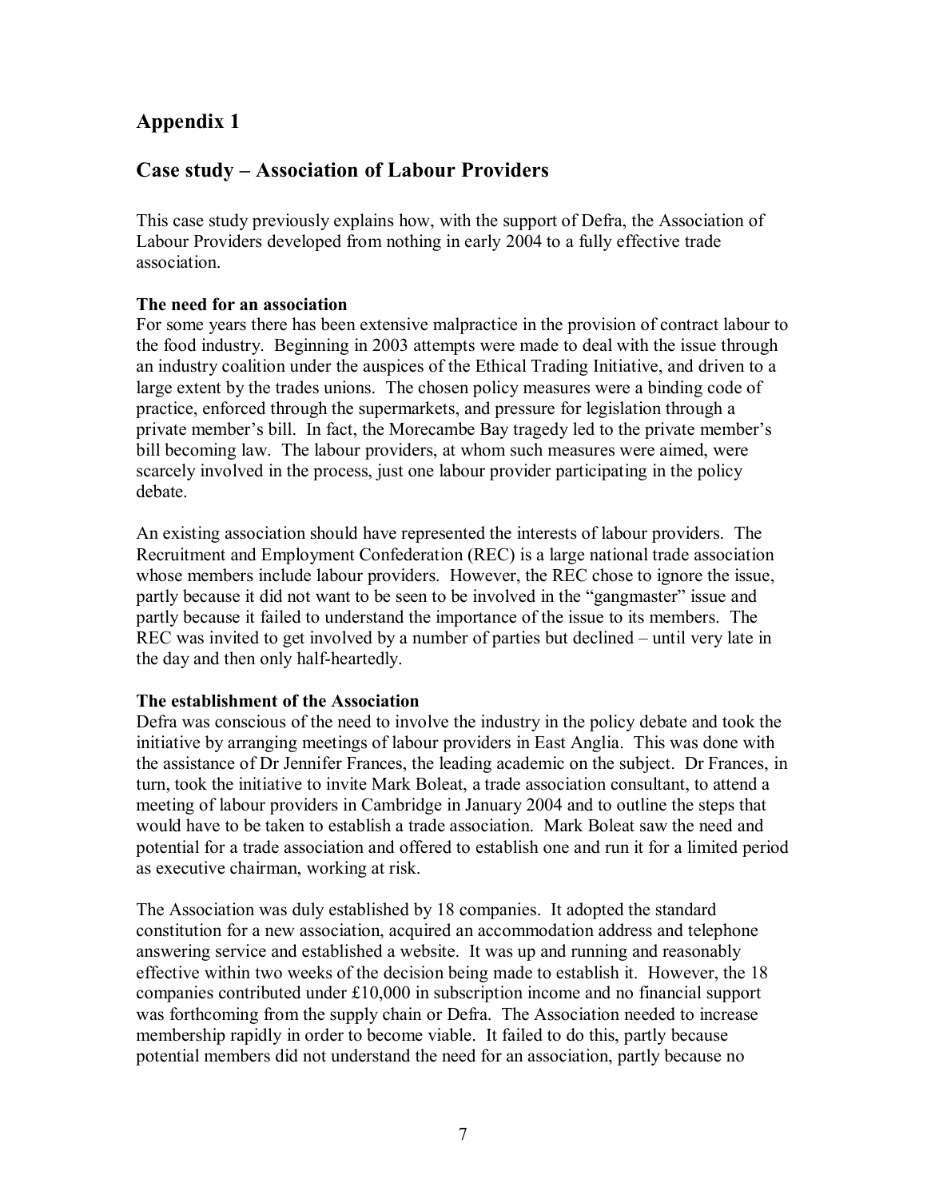## Appendix 1

## Case study – Association of Labour Providers

This case study previously explains how, with the support of Defra, the Association of Labour Providers developed from nothing in early 2004 to a fully effective trade association.

**The need for an association**
For some years there has been extensive malpractice in the provision of contract labour to the food industry. Beginning in 2003 attempts were made to deal with the issue through an industry coalition under the auspices of the Ethical Trading Initiative, and driven to a large extent by the trades unions. The chosen policy measures were a binding code of practice, enforced through the supermarkets, and pressure for legislation through a private member's bill. In fact, the Morecambe Bay tragedy led to the private member's bill becoming law. The labour providers, at whom such measures were aimed, were scarcely involved in the process, just one labour provider participating in the policy debate.

An existing association should have represented the interests of labour providers. The Recruitment and Employment Confederation (REC) is a large national trade association whose members include labour providers. However, the REC chose to ignore the issue, partly because it did not want to be seen to be involved in the "gangmaster" issue and partly because it failed to understand the importance of the issue to its members. The REC was invited to get involved by a number of parties but declined – until very late in the day and then only half-heartedly.

**The establishment of the Association**
Defra was conscious of the need to involve the industry in the policy debate and took the initiative by arranging meetings of labour providers in East Anglia. This was done with the assistance of Dr Jennifer Frances, the leading academic on the subject. Dr Frances, in turn, took the initiative to invite Mark Boleat, a trade association consultant, to attend a meeting of labour providers in Cambridge in January 2004 and to outline the steps that would have to be taken to establish a trade association. Mark Boleat saw the need and potential for a trade association and offered to establish one and run it for a limited period as executive chairman, working at risk.

The Association was duly established by 18 companies. It adopted the standard constitution for a new association, acquired an accommodation address and telephone answering service and established a website. It was up and running and reasonably effective within two weeks of the decision being made to establish it. However, the 18 companies contributed under £10,000 in subscription income and no financial support was forthcoming from the supply chain or Defra. The Association needed to increase membership rapidly in order to become viable. It failed to do this, partly because potential members did not understand the need for an association, partly because no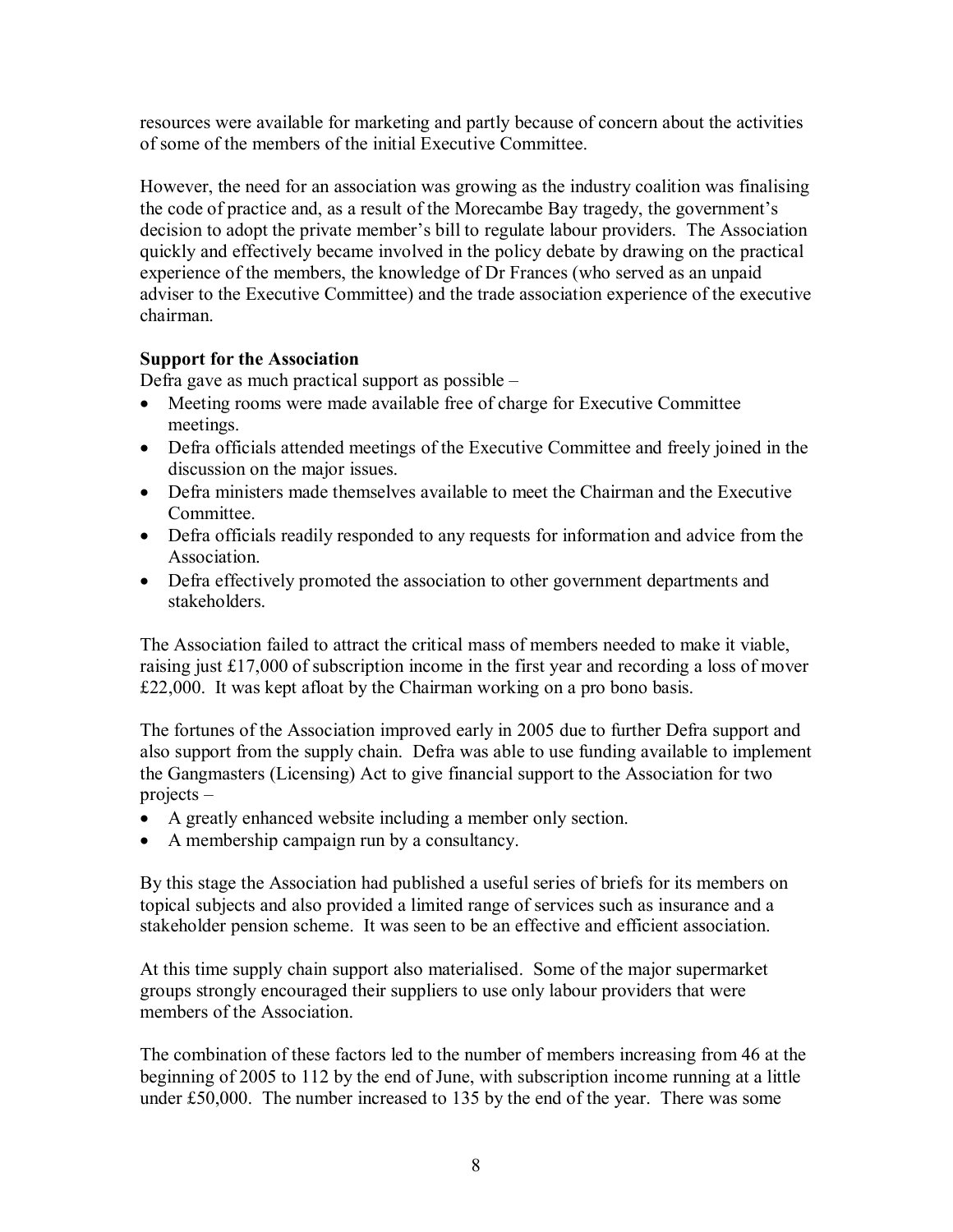resources were available for marketing and partly because of concern about the activities of some of the members of the initial Executive Committee.

However, the need for an association was growing as the industry coalition was finalising the code of practice and, as a result of the Morecambe Bay tragedy, the government's decision to adopt the private member's bill to regulate labour providers. The Association quickly and effectively became involved in the policy debate by drawing on the practical experience of the members, the knowledge of Dr Frances (who served as an unpaid adviser to the Executive Committee) and the trade association experience of the executive chairman.

**Support for the Association**

Defra gave as much practical support as possible –

- Meeting rooms were made available free of charge for Executive Committee meetings.
- Defra officials attended meetings of the Executive Committee and freely joined in the discussion on the major issues.
- Defra ministers made themselves available to meet the Chairman and the Executive Committee.
- Defra officials readily responded to any requests for information and advice from the Association.
- Defra effectively promoted the association to other government departments and stakeholders.

The Association failed to attract the critical mass of members needed to make it viable, raising just £17,000 of subscription income in the first year and recording a loss of mover £22,000. It was kept afloat by the Chairman working on a pro bono basis.

The fortunes of the Association improved early in 2005 due to further Defra support and also support from the supply chain. Defra was able to use funding available to implement the Gangmasters (Licensing) Act to give financial support to the Association for two projects –

- A greatly enhanced website including a member only section.
- A membership campaign run by a consultancy.

By this stage the Association had published a useful series of briefs for its members on topical subjects and also provided a limited range of services such as insurance and a stakeholder pension scheme. It was seen to be an effective and efficient association.

At this time supply chain support also materialised. Some of the major supermarket groups strongly encouraged their suppliers to use only labour providers that were members of the Association.

The combination of these factors led to the number of members increasing from 46 at the beginning of 2005 to 112 by the end of June, with subscription income running at a little under £50,000. The number increased to 135 by the end of the year. There was some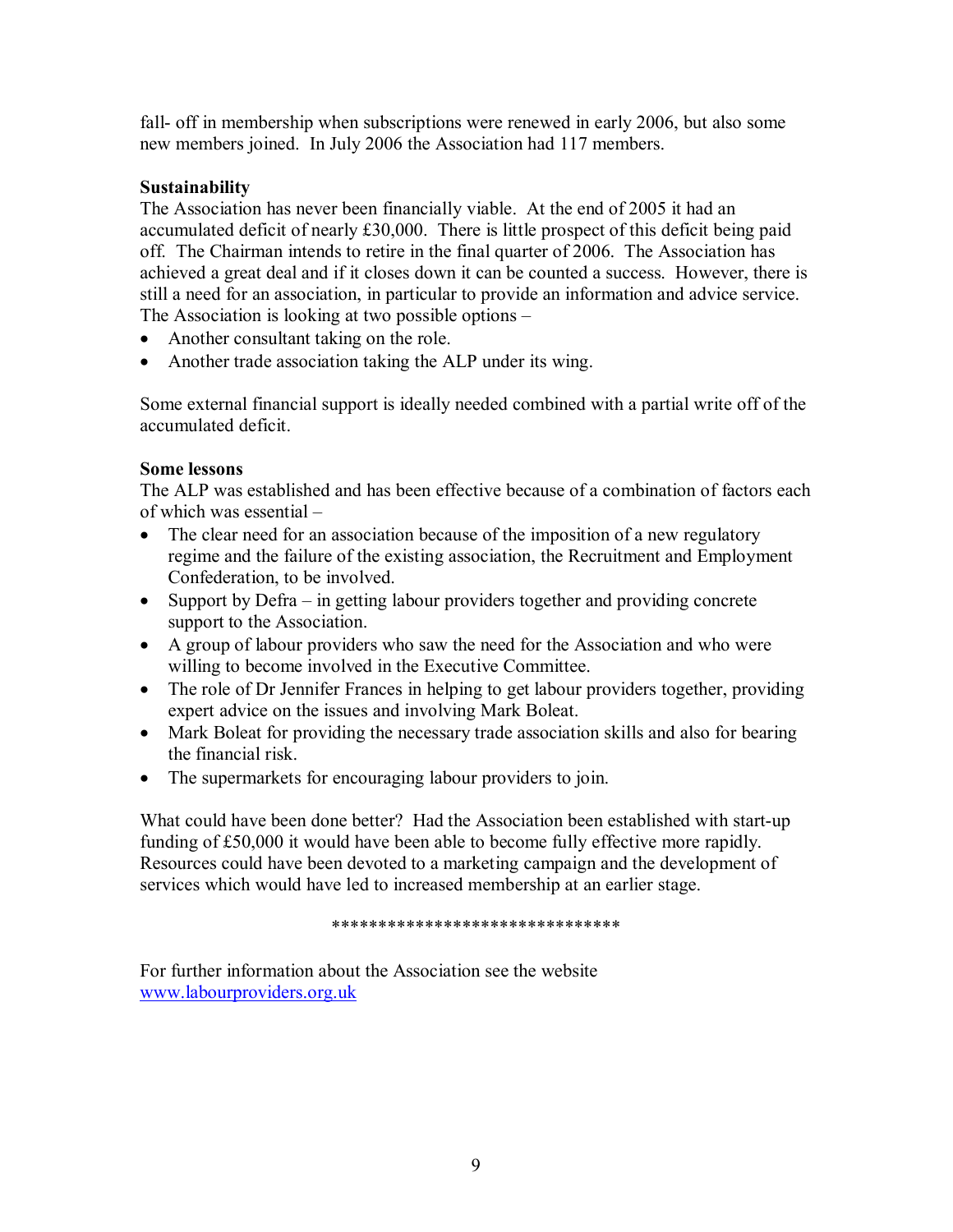fall- off in membership when subscriptions were renewed in early 2006, but also some new members joined. In July 2006 the Association had 117 members.

**Sustainability**

The Association has never been financially viable. At the end of 2005 it had an accumulated deficit of nearly £30,000. There is little prospect of this deficit being paid off. The Chairman intends to retire in the final quarter of 2006. The Association has achieved a great deal and if it closes down it can be counted a success. However, there is still a need for an association, in particular to provide an information and advice service. The Association is looking at two possible options –

- Another consultant taking on the role.
- Another trade association taking the ALP under its wing.

Some external financial support is ideally needed combined with a partial write off of the accumulated deficit.

**Some lessons**

The ALP was established and has been effective because of a combination of factors each of which was essential –

- The clear need for an association because of the imposition of a new regulatory regime and the failure of the existing association, the Recruitment and Employment Confederation, to be involved.
- Support by Defra – in getting labour providers together and providing concrete support to the Association.
- A group of labour providers who saw the need for the Association and who were willing to become involved in the Executive Committee.
- The role of Dr Jennifer Frances in helping to get labour providers together, providing expert advice on the issues and involving Mark Boleat.
- Mark Boleat for providing the necessary trade association skills and also for bearing the financial risk.
- The supermarkets for encouraging labour providers to join.

What could have been done better? Had the Association been established with start-up funding of £50,000 it would have been able to become fully effective more rapidly. Resources could have been devoted to a marketing campaign and the development of services which would have led to increased membership at an earlier stage.

*******************************

For further information about the Association see the website www.labourproviders.org.uk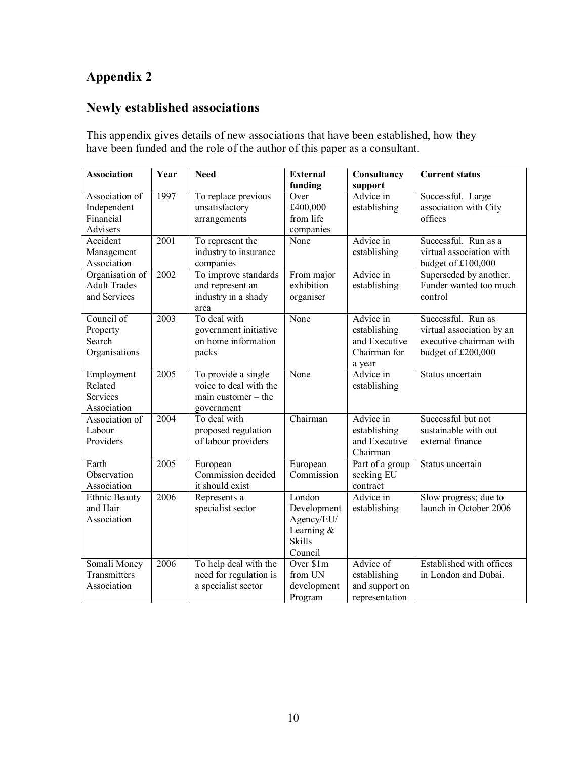## Appendix 2

## Newly established associations

This appendix gives details of new associations that have been established, how they have been funded and the role of the author of this paper as a consultant.

| Association | Year | Need | External funding | Consultancy support | Current status |
|---|---|---|---|---|---|
| Association of Independent Financial Advisers | 1997 | To replace previous unsatisfactory arrangements | Over £400,000 from life companies | Advice in establishing | Successful. Large association with City offices |
| Accident Management Association | 2001 | To represent the industry to insurance companies | None | Advice in establishing | Successful. Run as a virtual association with budget of £100,000 |
| Organisation of Adult Trades and Services | 2002 | To improve standards and represent an industry in a shady area | From major exhibition organiser | Advice in establishing | Superseded by another. Funder wanted too much control |
| Council of Property Search Organisations | 2003 | To deal with government initiative on home information packs | None | Advice in establishing and Executive Chairman for a year | Successful. Run as virtual association by an executive chairman with budget of £200,000 |
| Employment Related Services Association | 2005 | To provide a single voice to deal with the main customer – the government | None | Advice in establishing | Status uncertain |
| Association of Labour Providers | 2004 | To deal with proposed regulation of labour providers | Chairman | Advice in establishing and Executive Chairman | Successful but not sustainable with out external finance |
| Earth Observation Association | 2005 | European Commission decided it should exist | European Commission | Part of a group seeking EU contract | Status uncertain |
| Ethnic Beauty and Hair Association | 2006 | Represents a specialist sector | London Development Agency/EU/ Learning & Skills Council | Advice in establishing | Slow progress; due to launch in October 2006 |
| Somali Money Transmitters Association | 2006 | To help deal with the need for regulation is a specialist sector | Over $1m from UN development Program | Advice of establishing and support on representation | Established with offices in London and Dubai. |